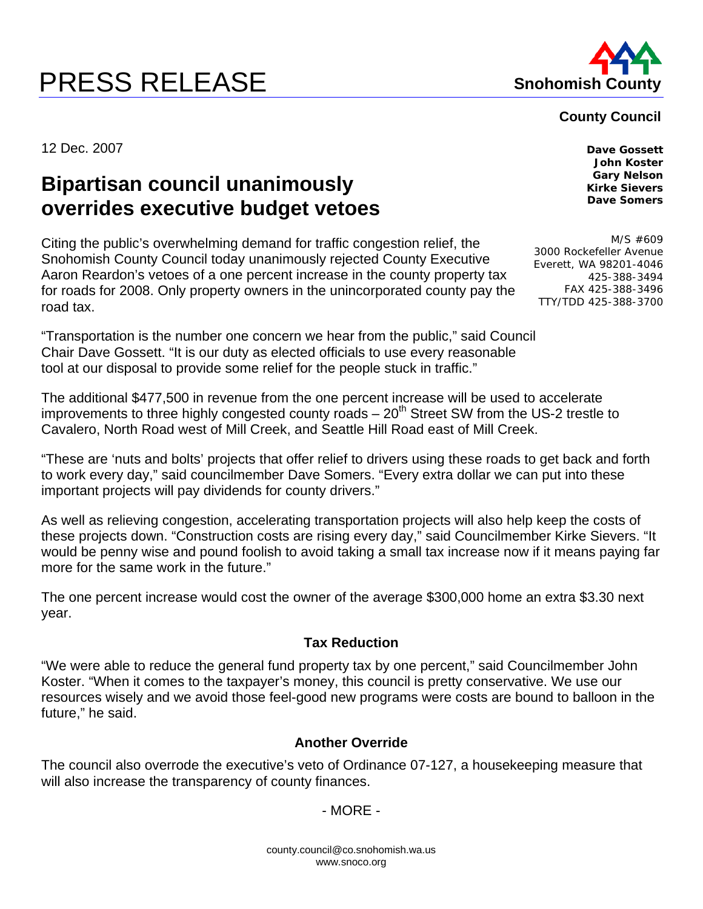# PRESS RELEASE

**Snohomish County**

**County Council**

**Dave Gossett**
**John Koster**
**Gary Nelson**
**Kirke Sievers**
**Dave Somers**

M/S #609
3000 Rockefeller Avenue
Everett, WA 98201-4046
425-388-3494
FAX 425-388-3496
TTY/TDD 425-388-3700

12 Dec. 2007

## Bipartisan council unanimously overrides executive budget vetoes

Citing the public's overwhelming demand for traffic congestion relief, the Snohomish County Council today unanimously rejected County Executive Aaron Reardon's vetoes of a one percent increase in the county property tax for roads for 2008. Only property owners in the unincorporated county pay the road tax.

"Transportation is the number one concern we hear from the public," said Council Chair Dave Gossett. "It is our duty as elected officials to use every reasonable tool at our disposal to provide some relief for the people stuck in traffic."

The additional $477,500 in revenue from the one percent increase will be used to accelerate improvements to three highly congested county roads – 20th Street SW from the US-2 trestle to Cavalero, North Road west of Mill Creek, and Seattle Hill Road east of Mill Creek.

"These are 'nuts and bolts' projects that offer relief to drivers using these roads to get back and forth to work every day," said councilmember Dave Somers. "Every extra dollar we can put into these important projects will pay dividends for county drivers."

As well as relieving congestion, accelerating transportation projects will also help keep the costs of these projects down. "Construction costs are rising every day," said Councilmember Kirke Sievers. "It would be penny wise and pound foolish to avoid taking a small tax increase now if it means paying far more for the same work in the future."

The one percent increase would cost the owner of the average $300,000 home an extra $3.30 next year.

### Tax Reduction

"We were able to reduce the general fund property tax by one percent," said Councilmember John Koster. "When it comes to the taxpayer's money, this council is pretty conservative. We use our resources wisely and we avoid those feel-good new programs were costs are bound to balloon in the future," he said.

### Another Override

The council also overrode the executive's veto of Ordinance 07-127, a housekeeping measure that will also increase the transparency of county finances.

- MORE -

county.council@co.snohomish.wa.us
www.snoco.org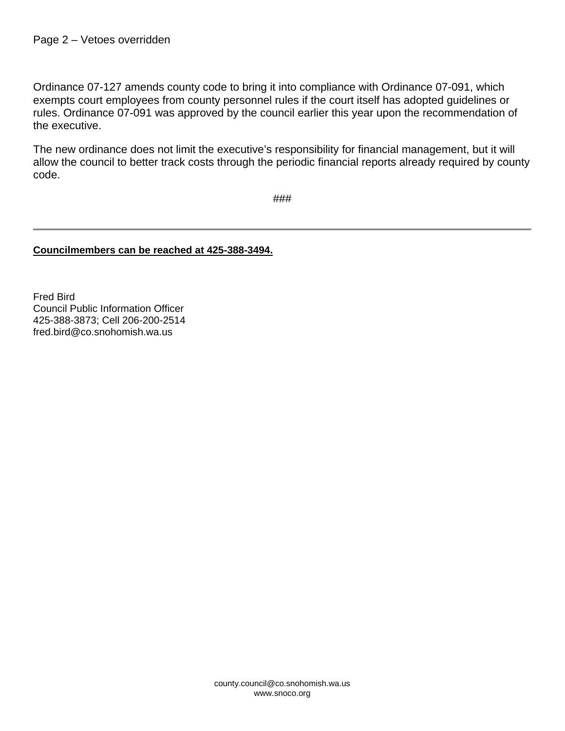Ordinance 07-127 amends county code to bring it into compliance with Ordinance 07-091, which exempts court employees from county personnel rules if the court itself has adopted guidelines or rules. Ordinance 07-091 was approved by the council earlier this year upon the recommendation of the executive.

The new ordinance does not limit the executive's responsibility for financial management, but it will allow the council to better track costs through the periodic financial reports already required by county code.

###

---

**Councilmembers can be reached at 425-388-3494.**

Fred Bird
Council Public Information Officer
425-388-3873; Cell 206-200-2514
fred.bird@co.snohomish.wa.us

county.council@co.snohomish.wa.us
www.snoco.org